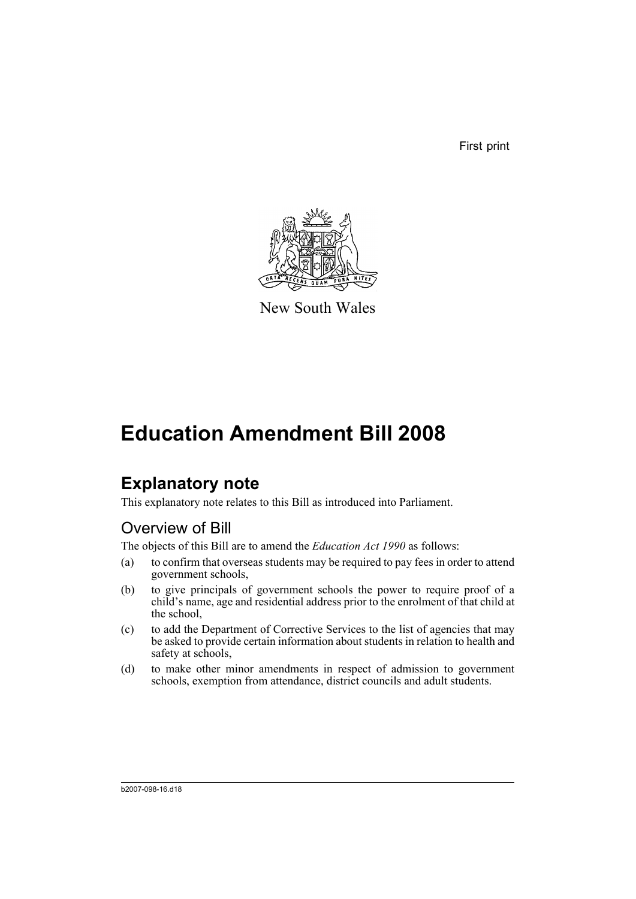First print

New South Wales

# Education Amendment Bill 2008

## Explanatory note

This explanatory note relates to this Bill as introduced into Parliament.

### Overview of Bill

The objects of this Bill are to amend the *Education Act 1990* as follows:

(a) to confirm that overseas students may be required to pay fees in order to attend government schools,

(b) to give principals of government schools the power to require proof of a child's name, age and residential address prior to the enrolment of that child at the school,

(c) to add the Department of Corrective Services to the list of agencies that may be asked to provide certain information about students in relation to health and safety at schools,

(d) to make other minor amendments in respect of admission to government schools, exemption from attendance, district councils and adult students.

b2007-098-16.d18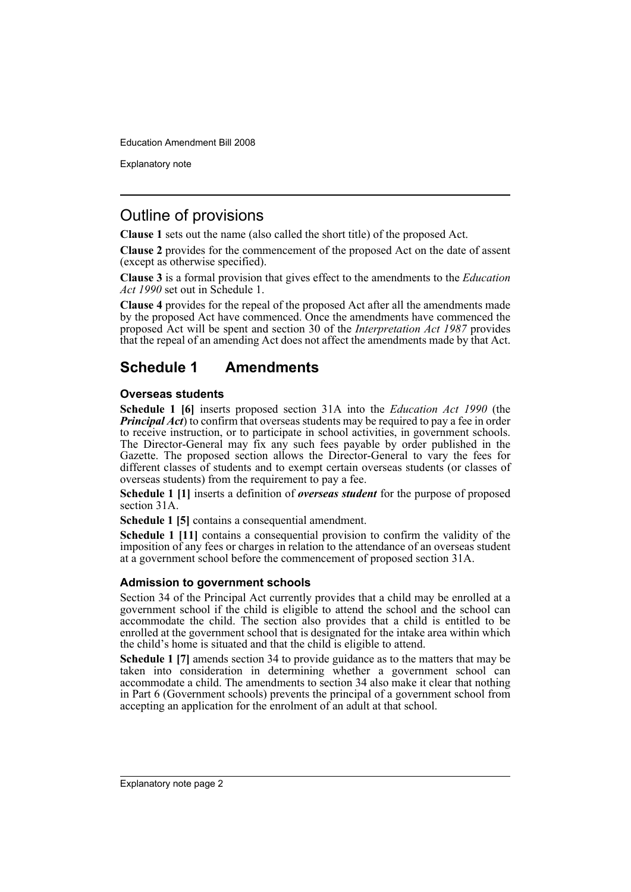## Outline of provisions

**Clause 1** sets out the name (also called the short title) of the proposed Act.

**Clause 2** provides for the commencement of the proposed Act on the date of assent (except as otherwise specified).

**Clause 3** is a formal provision that gives effect to the amendments to the *Education Act 1990* set out in Schedule 1.

**Clause 4** provides for the repeal of the proposed Act after all the amendments made by the proposed Act have commenced. Once the amendments have commenced the proposed Act will be spent and section 30 of the *Interpretation Act 1987* provides that the repeal of an amending Act does not affect the amendments made by that Act.

## Schedule 1 Amendments

### Overseas students

**Schedule 1 [6]** inserts proposed section 31A into the *Education Act 1990* (the ***Principal Act***) to confirm that overseas students may be required to pay a fee in order to receive instruction, or to participate in school activities, in government schools. The Director-General may fix any such fees payable by order published in the Gazette. The proposed section allows the Director-General to vary the fees for different classes of students and to exempt certain overseas students (or classes of overseas students) from the requirement to pay a fee.

**Schedule 1 [1]** inserts a definition of ***overseas student*** for the purpose of proposed section 31A.

**Schedule 1 [5]** contains a consequential amendment.

**Schedule 1 [11]** contains a consequential provision to confirm the validity of the imposition of any fees or charges in relation to the attendance of an overseas student at a government school before the commencement of proposed section 31A.

### Admission to government schools

Section 34 of the Principal Act currently provides that a child may be enrolled at a government school if the child is eligible to attend the school and the school can accommodate the child. The section also provides that a child is entitled to be enrolled at the government school that is designated for the intake area within which the child's home is situated and that the child is eligible to attend.

**Schedule 1 [7]** amends section 34 to provide guidance as to the matters that may be taken into consideration in determining whether a government school can accommodate a child. The amendments to section 34 also make it clear that nothing in Part 6 (Government schools) prevents the principal of a government school from accepting an application for the enrolment of an adult at that school.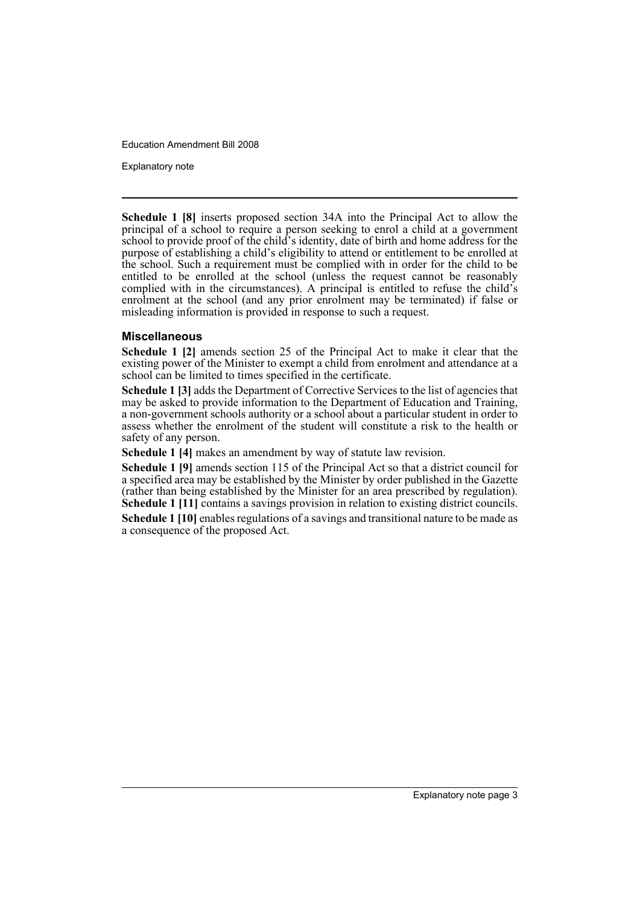**Schedule 1 [8]** inserts proposed section 34A into the Principal Act to allow the principal of a school to require a person seeking to enrol a child at a government school to provide proof of the child's identity, date of birth and home address for the purpose of establishing a child's eligibility to attend or entitlement to be enrolled at the school. Such a requirement must be complied with in order for the child to be entitled to be enrolled at the school (unless the request cannot be reasonably complied with in the circumstances). A principal is entitled to refuse the child's enrolment at the school (and any prior enrolment may be terminated) if false or misleading information is provided in response to such a request.

### Miscellaneous

**Schedule 1 [2]** amends section 25 of the Principal Act to make it clear that the existing power of the Minister to exempt a child from enrolment and attendance at a school can be limited to times specified in the certificate.

**Schedule 1 [3]** adds the Department of Corrective Services to the list of agencies that may be asked to provide information to the Department of Education and Training, a non-government schools authority or a school about a particular student in order to assess whether the enrolment of the student will constitute a risk to the health or safety of any person.

**Schedule 1 [4]** makes an amendment by way of statute law revision.

**Schedule 1 [9]** amends section 115 of the Principal Act so that a district council for a specified area may be established by the Minister by order published in the Gazette (rather than being established by the Minister for an area prescribed by regulation). **Schedule 1 [11]** contains a savings provision in relation to existing district councils.

**Schedule 1 [10]** enables regulations of a savings and transitional nature to be made as a consequence of the proposed Act.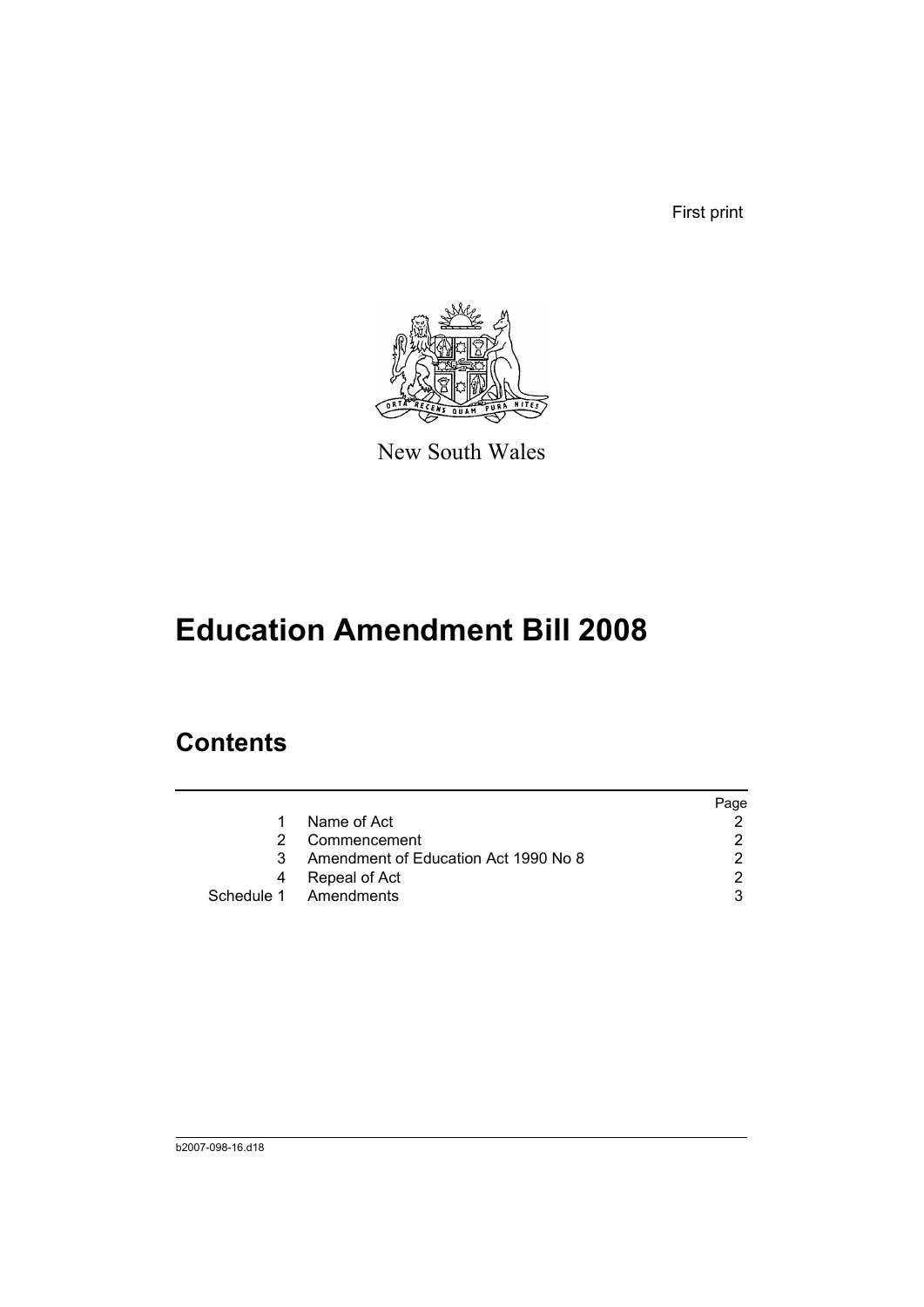First print

New South Wales

# Education Amendment Bill 2008

## Contents

| | | Page |
|---|---|---|
| 1 | Name of Act | 2 |
| 2 | Commencement | 2 |
| 3 | Amendment of Education Act 1990 No 8 | 2 |
| 4 | Repeal of Act | 2 |
| Schedule 1 | Amendments | 3 |

b2007-098-16.d18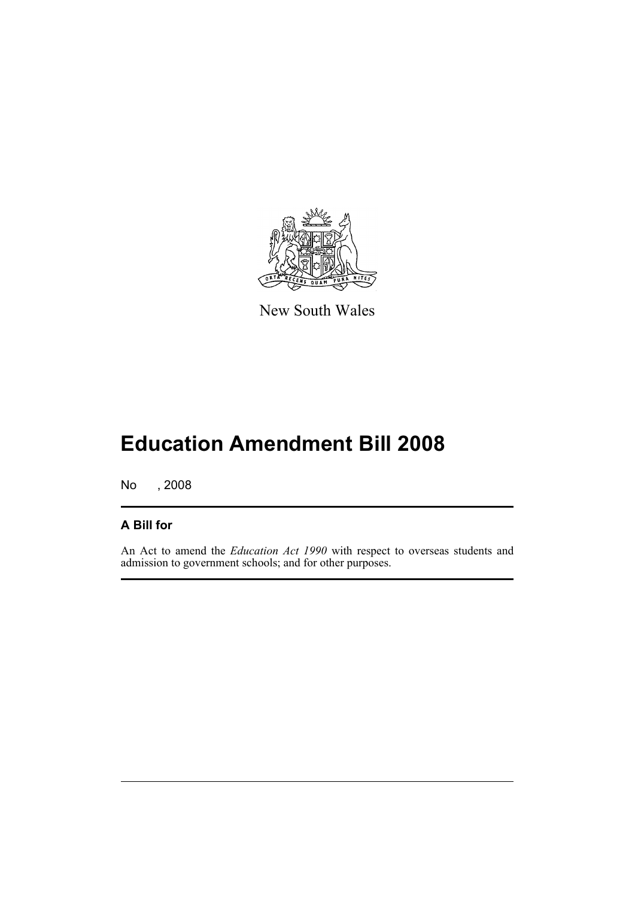New South Wales

# Education Amendment Bill 2008

No , 2008

## A Bill for

An Act to amend the *Education Act 1990* with respect to overseas students and admission to government schools; and for other purposes.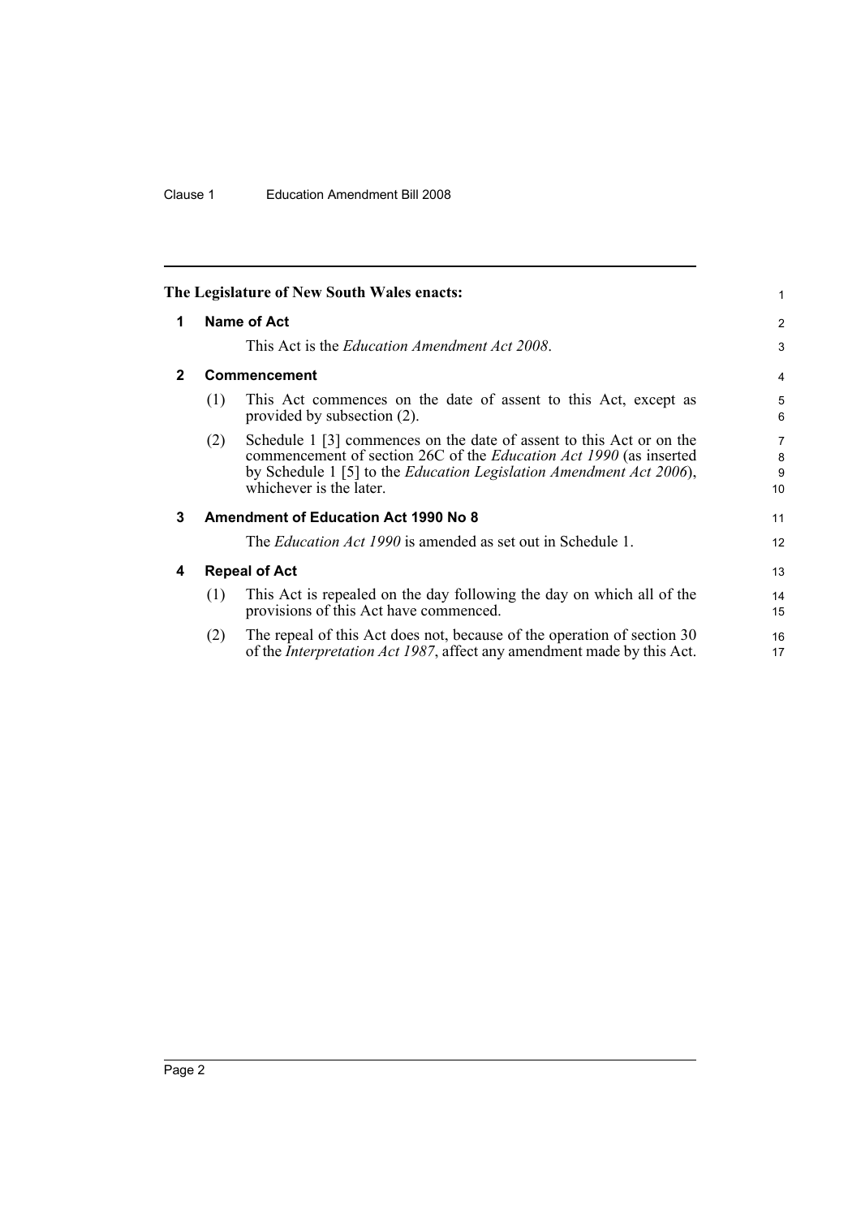The Legislature of New South Wales enacts:

## 1 Name of Act

This Act is the *Education Amendment Act 2008*.

## 2 Commencement

(1) This Act commences on the date of assent to this Act, except as provided by subsection (2).

(2) Schedule 1 [3] commences on the date of assent to this Act or on the commencement of section 26C of the *Education Act 1990* (as inserted by Schedule 1 [5] to the *Education Legislation Amendment Act 2006*), whichever is the later.

## 3 Amendment of Education Act 1990 No 8

The *Education Act 1990* is amended as set out in Schedule 1.

## 4 Repeal of Act

(1) This Act is repealed on the day following the day on which all of the provisions of this Act have commenced.

(2) The repeal of this Act does not, because of the operation of section 30 of the *Interpretation Act 1987*, affect any amendment made by this Act.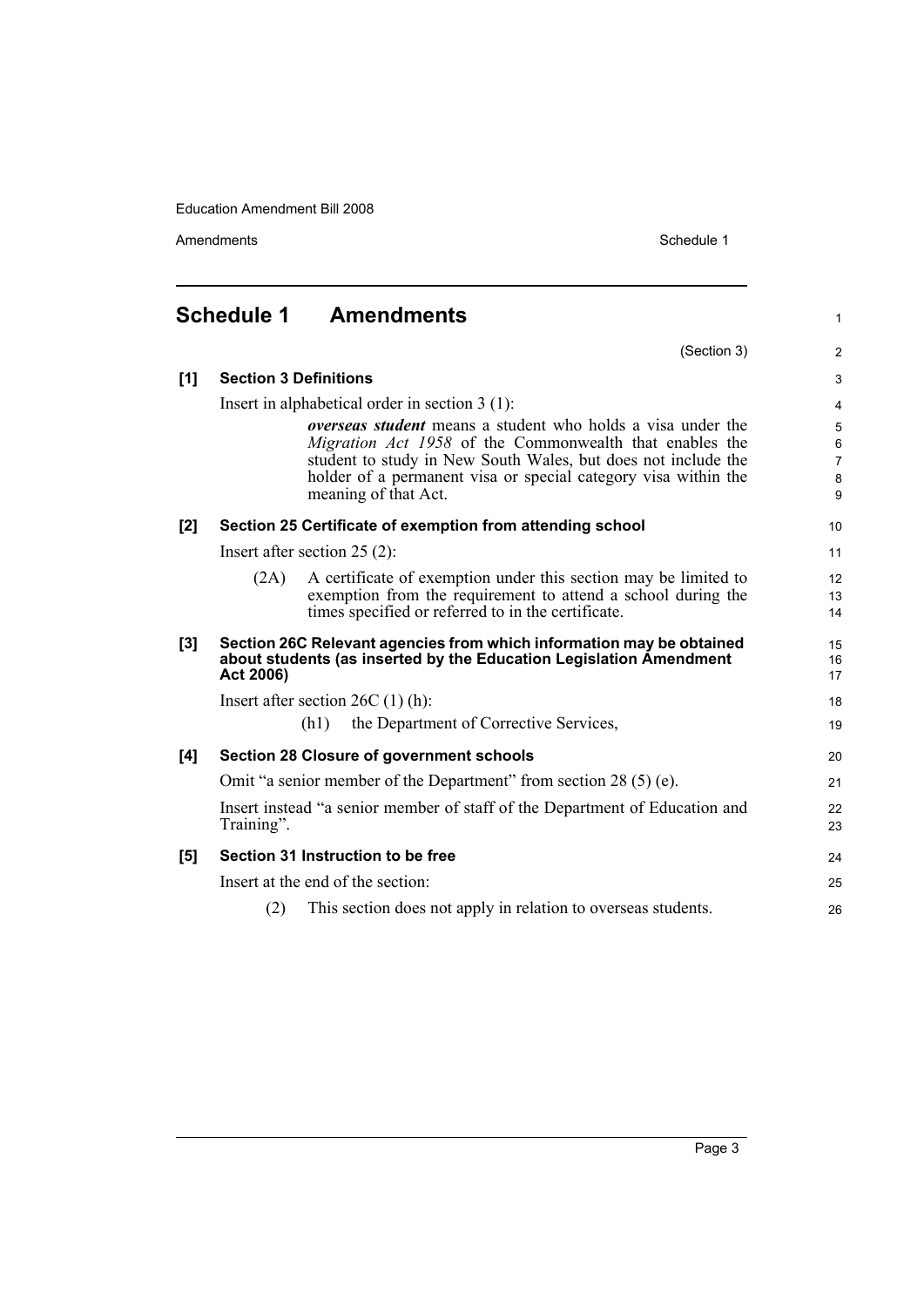# Schedule 1 Amendments

(Section 3)

**[1] Section 3 Definitions**

Insert in alphabetical order in section 3 (1):

> ***overseas student*** means a student who holds a visa under the *Migration Act 1958* of the Commonwealth that enables the student to study in New South Wales, but does not include the holder of a permanent visa or special category visa within the meaning of that Act.

**[2] Section 25 Certificate of exemption from attending school**

Insert after section 25 (2):

> (2A) A certificate of exemption under this section may be limited to exemption from the requirement to attend a school during the times specified or referred to in the certificate.

**[3] Section 26C Relevant agencies from which information may be obtained about students (as inserted by the Education Legislation Amendment Act 2006)**

Insert after section 26C (1) (h):

> (h1) the Department of Corrective Services,

**[4] Section 28 Closure of government schools**

Omit "a senior member of the Department" from section 28 (5) (e).

Insert instead "a senior member of staff of the Department of Education and Training".

**[5] Section 31 Instruction to be free**

Insert at the end of the section:

> (2) This section does not apply in relation to overseas students.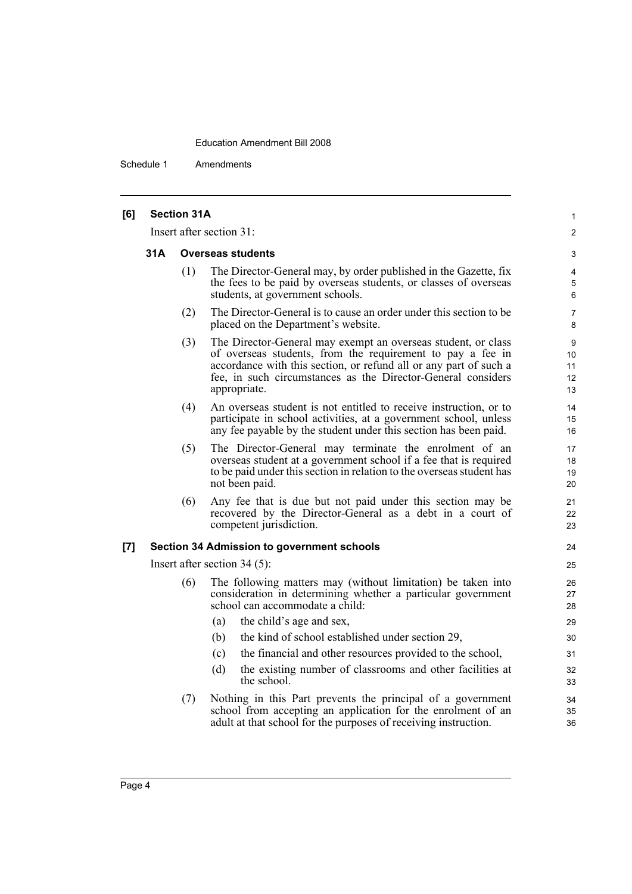### [6] Section 31A

Insert after section 31:

#### 31A Overseas students

(1) The Director-General may, by order published in the Gazette, fix the fees to be paid by overseas students, or classes of overseas students, at government schools.

(2) The Director-General is to cause an order under this section to be placed on the Department's website.

(3) The Director-General may exempt an overseas student, or class of overseas students, from the requirement to pay a fee in accordance with this section, or refund all or any part of such a fee, in such circumstances as the Director-General considers appropriate.

(4) An overseas student is not entitled to receive instruction, or to participate in school activities, at a government school, unless any fee payable by the student under this section has been paid.

(5) The Director-General may terminate the enrolment of an overseas student at a government school if a fee that is required to be paid under this section in relation to the overseas student has not been paid.

(6) Any fee that is due but not paid under this section may be recovered by the Director-General as a debt in a court of competent jurisdiction.

### [7] Section 34 Admission to government schools

Insert after section 34 (5):

(6) The following matters may (without limitation) be taken into consideration in determining whether a particular government school can accommodate a child:

- (a) the child's age and sex,
- (b) the kind of school established under section 29,
- (c) the financial and other resources provided to the school,
- (d) the existing number of classrooms and other facilities at the school.

(7) Nothing in this Part prevents the principal of a government school from accepting an application for the enrolment of an adult at that school for the purposes of receiving instruction.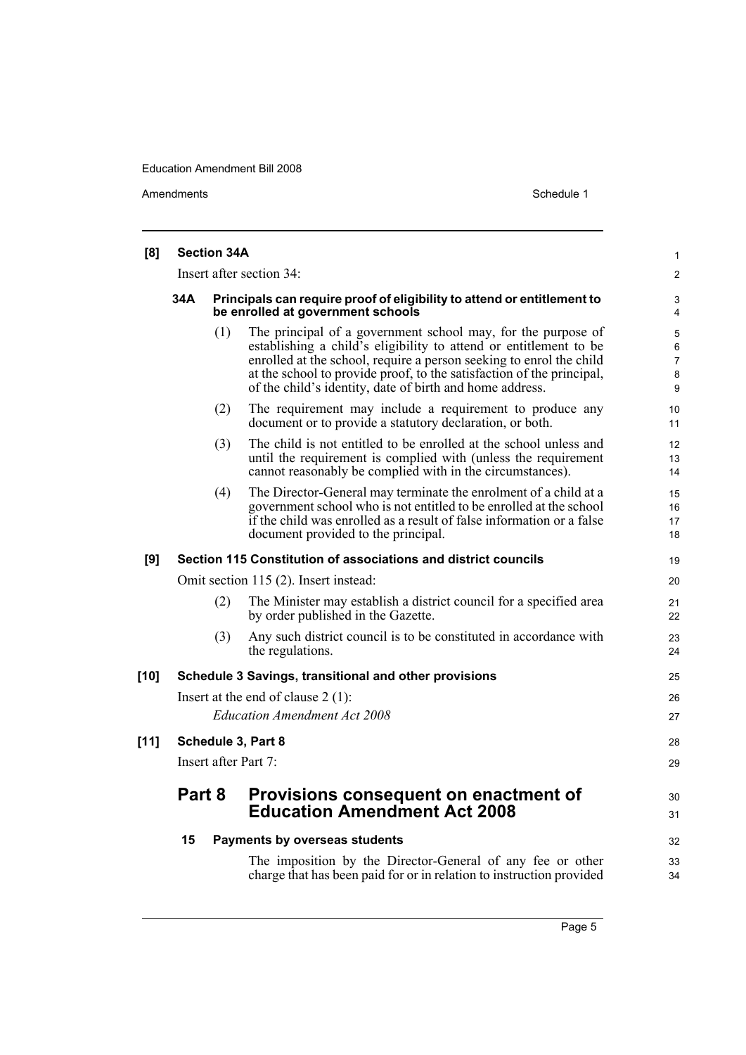**[8] Section 34A**

Insert after section 34:

**34A Principals can require proof of eligibility to attend or entitlement to be enrolled at government schools**

(1) The principal of a government school may, for the purpose of establishing a child's eligibility to attend or entitlement to be enrolled at the school, require a person seeking to enrol the child at the school to provide proof, to the satisfaction of the principal, of the child's identity, date of birth and home address.

(2) The requirement may include a requirement to produce any document or to provide a statutory declaration, or both.

(3) The child is not entitled to be enrolled at the school unless and until the requirement is complied with (unless the requirement cannot reasonably be complied with in the circumstances).

(4) The Director-General may terminate the enrolment of a child at a government school who is not entitled to be enrolled at the school if the child was enrolled as a result of false information or a false document provided to the principal.

**[9] Section 115 Constitution of associations and district councils**

Omit section 115 (2). Insert instead:

(2) The Minister may establish a district council for a specified area by order published in the Gazette.

(3) Any such district council is to be constituted in accordance with the regulations.

**[10] Schedule 3 Savings, transitional and other provisions**

Insert at the end of clause 2 (1):

*Education Amendment Act 2008*

**[11] Schedule 3, Part 8**

Insert after Part 7:

## Part 8 Provisions consequent on enactment of Education Amendment Act 2008

**15 Payments by overseas students**

The imposition by the Director-General of any fee or other charge that has been paid for or in relation to instruction provided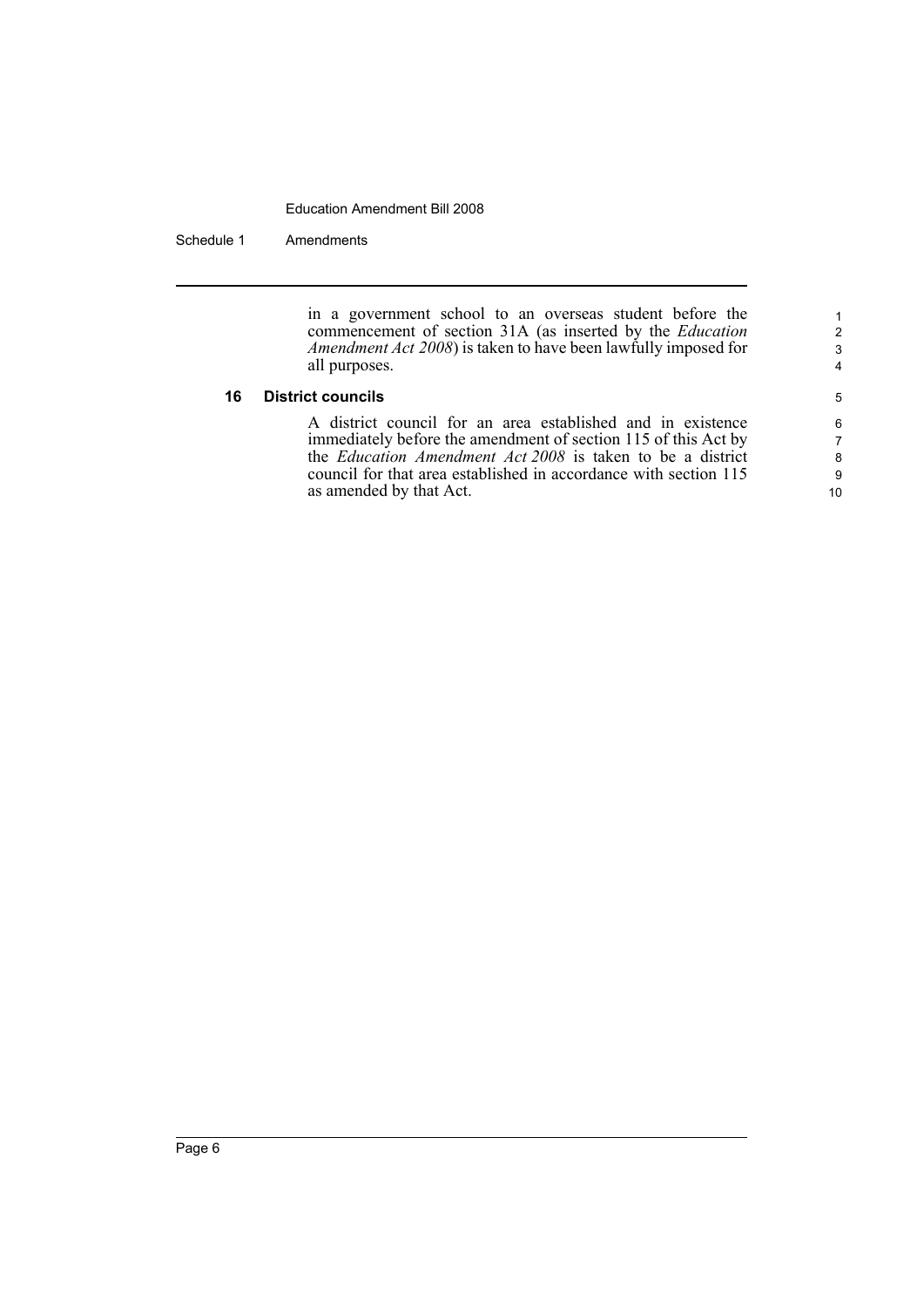in a government school to an overseas student before the commencement of section 31A (as inserted by the *Education Amendment Act 2008*) is taken to have been lawfully imposed for all purposes.

### 16 District councils

A district council for an area established and in existence immediately before the amendment of section 115 of this Act by the *Education Amendment Act 2008* is taken to be a district council for that area established in accordance with section 115 as amended by that Act.